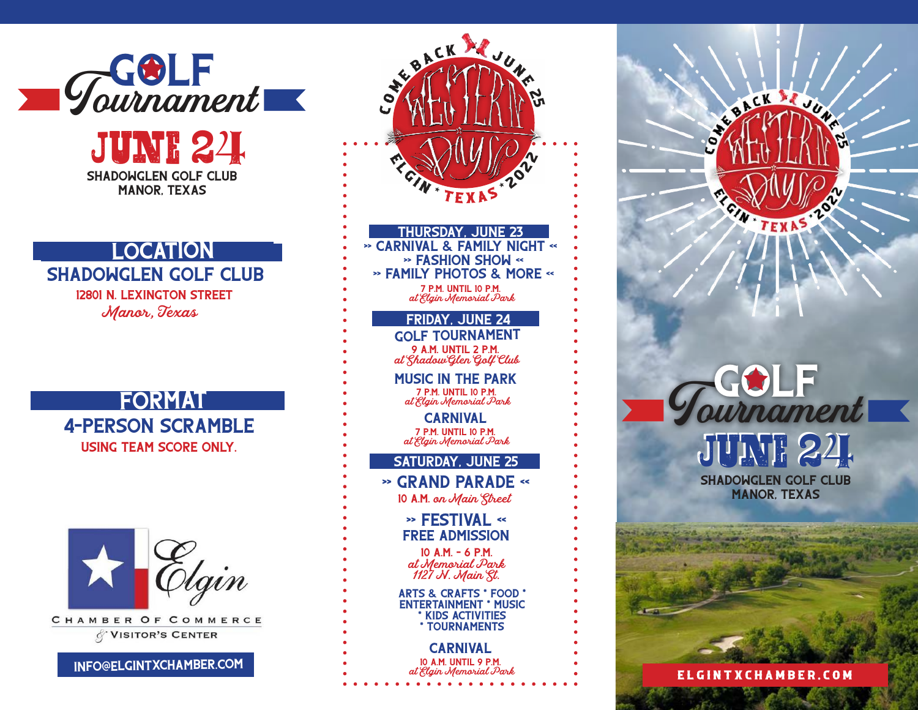# Golf Tournament

## JUNE 24

SHADOWGLEN GOLF CLUB
MANOR, TEXAS

## LOCATION

**SHADOWGLEN GOLF CLUB**

12801 N. LEXINGTON STREET

*Manor, Texas*

## FORMAT

**4-PERSON SCRAMBLE**

USING TEAM SCORE ONLY.

Elgin Chamber of Commerce & Visitor's Center

INFO@ELGINTXCHAMBER.COM

COME BACK JUNE 25 — WESTERN DAYS — ELGIN * TEXAS * 2022

## THURSDAY, JUNE 23

» CARNIVAL & FAMILY NIGHT «
» FASHION SHOW «
» FAMILY PHOTOS & MORE «

7 P.M. UNTIL 10 P.M.
*at Elgin Memorial Park*

## FRIDAY, JUNE 24

**GOLF TOURNAMENT**
9 A.M. UNTIL 2 P.M.
*at ShadowGlen Golf Club*

**MUSIC IN THE PARK**
7 P.M. UNTIL 10 P.M.
*at Elgin Memorial Park*

**CARNIVAL**
7 P.M. UNTIL 10 P.M.
*at Elgin Memorial Park*

## SATURDAY, JUNE 25

**» GRAND PARADE «**
10 A.M. *on Main Street*

**» FESTIVAL «**
**FREE ADMISSION**
10 A.M. - 6 P.M.
*at Memorial Park*
*1127 N. Main St.*

ARTS & CRAFTS * FOOD * ENTERTAINMENT * MUSIC * KIDS ACTIVITIES * TOURNAMENTS

**CARNIVAL**
10 A.M. UNTIL 9 P.M.
*at Elgin Memorial Park*

COME BACK JUNE 25 — WESTERN DAYS — ELGIN * TEXAS * 2022

# Golf Tournament

## JUNE 24

SHADOWGLEN GOLF CLUB
MANOR, TEXAS

ELGINTXCHAMBER.COM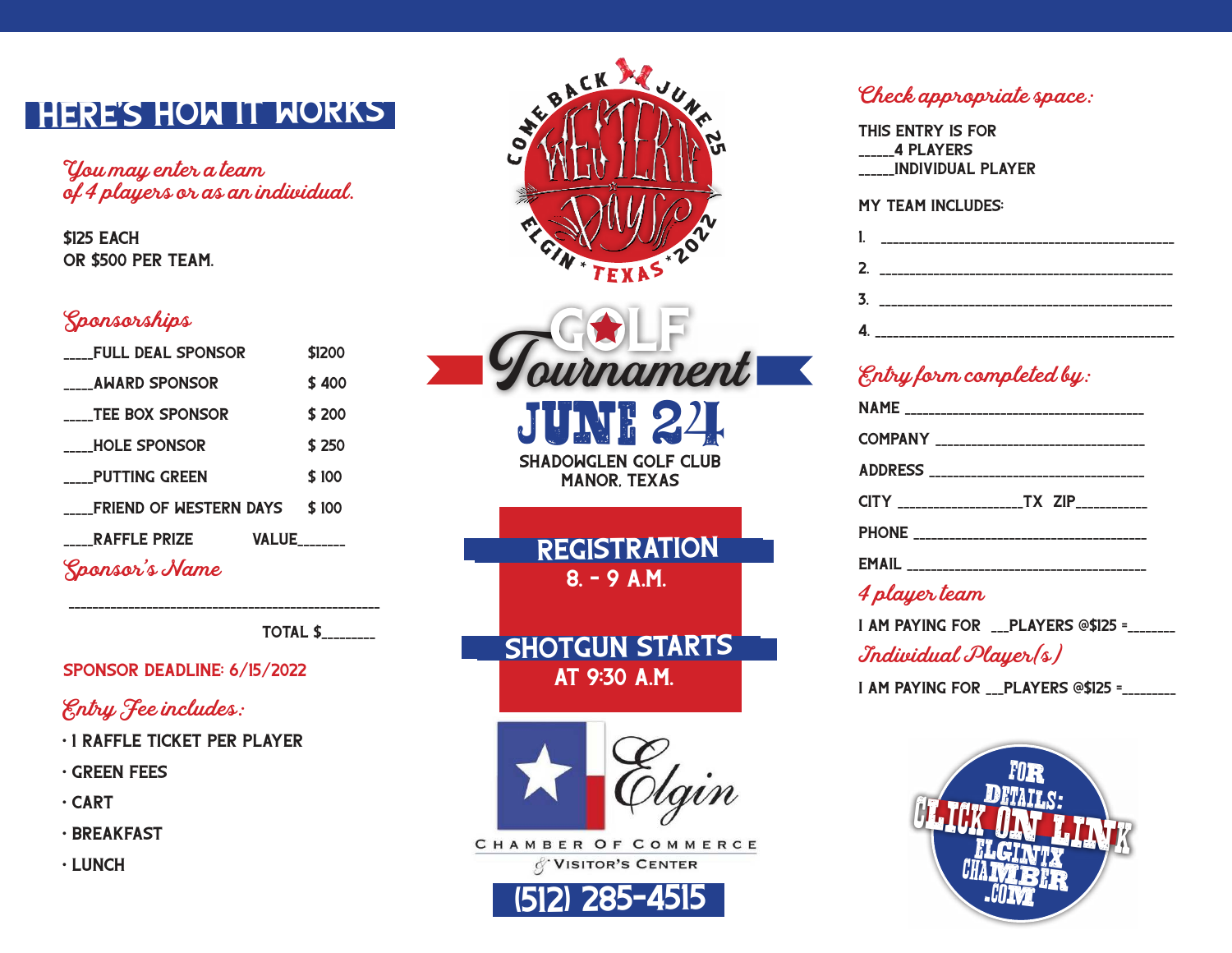## HERE'S HOW IT WORKS

*You may enter a team of 4 players or as an individual.*

$125 EACH
OR $500 PER TEAM.

### *Sponsorships*

| | |
|---|---|
| _____FULL DEAL SPONSOR | $1200 |
| _____AWARD SPONSOR | $ 400 |
| _____TEE BOX SPONSOR | $ 200 |
| _____HOLE SPONSOR | $ 250 |
| _____PUTTING GREEN | $ 100 |
| _____FRIEND OF WESTERN DAYS | $ 100 |
| _____RAFFLE PRIZE | VALUE________ |

*Sponsor's Name*

______________________________________________________

TOTAL $________

**SPONSOR DEADLINE: 6/15/2022**

### *Entry Fee includes:*

- 1 RAFFLE TICKET PER PLAYER
- GREEN FEES
- CART
- BREAKFAST
- LUNCH

COME BACK JUNE 25
WESTERN DAYS
ELGIN * TEXAS * 2022

# GOLF Tournament
## JUNE 24

SHADOWGLEN GOLF CLUB
MANOR, TEXAS

**REGISTRATION**
8. - 9 A.M.

**SHOTGUN STARTS**
AT 9:30 A.M.

Elgin
CHAMBER OF COMMERCE
& VISITOR'S CENTER
(512) 285-4515

### *Check appropriate space:*

THIS ENTRY IS FOR
______4 PLAYERS
______INDIVIDUAL PLAYER

MY TEAM INCLUDES:

1. ______________________________________________
2. ______________________________________________
3. ______________________________________________
4. ______________________________________________

### *Entry form completed by:*

NAME ___________________________________

COMPANY ________________________________

ADDRESS ________________________________

CITY __________________TX ZIP__________

PHONE __________________________________

EMAIL __________________________________

*4 player team*

I AM PAYING FOR ___PLAYERS @$125 =_______

*Individual Player(s)*

I AM PAYING FOR ___PLAYERS @$125 =________

FOR DETAILS: CLICK ON LINK ELGINTX CHAMBER .COM